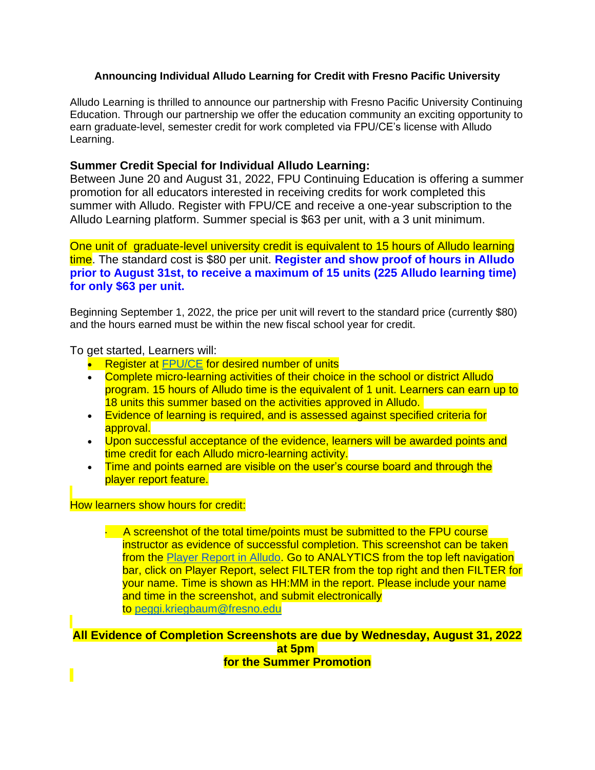**Announcing Individual Alludo Learning for Credit with Fresno Pacific University**

Alludo Learning is thrilled to announce our partnership with Fresno Pacific University Continuing Education. Through our partnership we offer the education community an exciting opportunity to earn graduate-level, semester credit for work completed via FPU/CE's license with Alludo Learning.

### Summer Credit Special for Individual Alludo Learning:

Between June 20 and August 31, 2022, FPU Continuing Education is offering a summer promotion for all educators interested in receiving credits for work completed this summer with Alludo. Register with FPU/CE and receive a one-year subscription to the Alludo Learning platform. Summer special is $63 per unit, with a 3 unit minimum.

One unit of graduate-level university credit is equivalent to 15 hours of Alludo learning time. The standard cost is $80 per unit. **Register and show proof of hours in Alludo prior to August 31st, to receive a maximum of 15 units (225 Alludo learning time) for only $63 per unit.**

Beginning September 1, 2022, the price per unit will revert to the standard price (currently $80) and the hours earned must be within the new fiscal school year for credit.

To get started, Learners will:

- Register at FPU/CE for desired number of units
- Complete micro-learning activities of their choice in the school or district Alludo program. 15 hours of Alludo time is the equivalent of 1 unit. Learners can earn up to 18 units this summer based on the activities approved in Alludo.
- Evidence of learning is required, and is assessed against specified criteria for approval.
- Upon successful acceptance of the evidence, learners will be awarded points and time credit for each Alludo micro-learning activity.
- Time and points earned are visible on the user's course board and through the player report feature.

How learners show hours for credit:

- A screenshot of the total time/points must be submitted to the FPU course instructor as evidence of successful completion. This screenshot can be taken from the Player Report in Alludo. Go to ANALYTICS from the top left navigation bar, click on Player Report, select FILTER from the top right and then FILTER for your name. Time is shown as HH:MM in the report. Please include your name and time in the screenshot, and submit electronically to peggi.kriegbaum@fresno.edu

**All Evidence of Completion Screenshots are due by Wednesday, August 31, 2022 at 5pm for the Summer Promotion**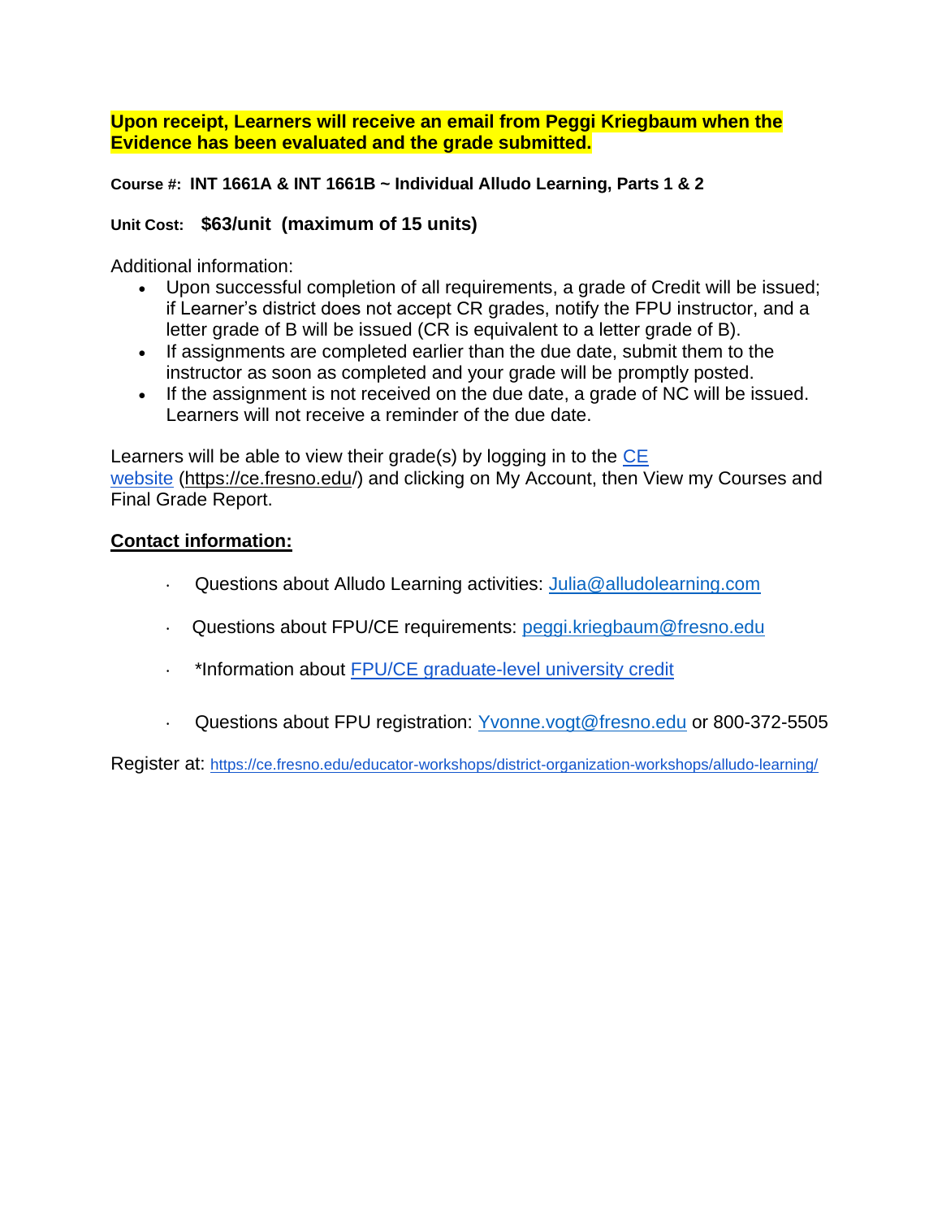**Upon receipt, Learners will receive an email from Peggi Kriegbaum when the Evidence has been evaluated and the grade submitted.**

**Course #: INT 1661A & INT 1661B ~ Individual Alludo Learning, Parts 1 & 2**

**Unit Cost: $63/unit (maximum of 15 units)**

Additional information:

- Upon successful completion of all requirements, a grade of Credit will be issued; if Learner's district does not accept CR grades, notify the FPU instructor, and a letter grade of B will be issued (CR is equivalent to a letter grade of B).
- If assignments are completed earlier than the due date, submit them to the instructor as soon as completed and your grade will be promptly posted.
- If the assignment is not received on the due date, a grade of NC will be issued. Learners will not receive a reminder of the due date.

Learners will be able to view their grade(s) by logging in to the [CE website](https://ce.fresno.edu/) (https://ce.fresno.edu/) and clicking on My Account, then View my Courses and Final Grade Report.

**<u>Contact information:</u>**

- Questions about Alludo Learning activities: Julia@alludolearning.com
- Questions about FPU/CE requirements: peggi.kriegbaum@fresno.edu
- *Information about FPU/CE graduate-level university credit
- Questions about FPU registration: Yvonne.vogt@fresno.edu or 800-372-5505

Register at: https://ce.fresno.edu/educator-workshops/district-organization-workshops/alludo-learning/